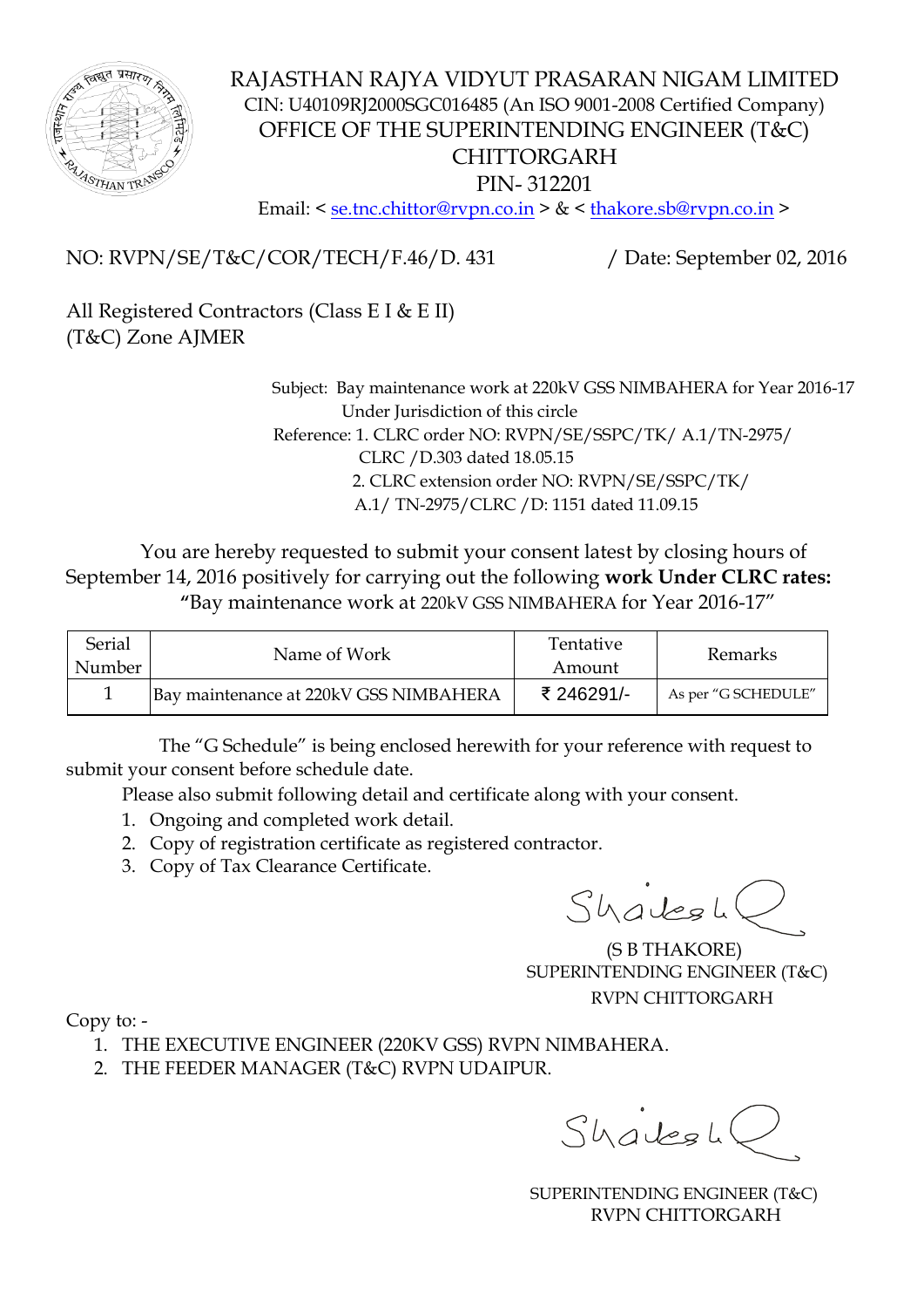# RAJASTHAN RAJYA VIDYUT PRASARAN NIGAM LIMITED

CIN: U40109RJ2000SGC016485 (An ISO 9001-2008 Certified Company)

OFFICE OF THE SUPERINTENDING ENGINEER (T&C)

CHITTORGARH

PIN- 312201

Email: < se.tnc.chittor@rvpn.co.in > & < thakore.sb@rvpn.co.in >

NO: RVPN/SE/T&C/COR/TECH/F.46/D. 431 / Date: September 02, 2016

All Registered Contractors (Class E I & E II)
(T&C) Zone AJMER

Subject: Bay maintenance work at 220kV GSS NIMBAHERA for Year 2016-17 Under Jurisdiction of this circle

Reference: 1. CLRC order NO: RVPN/SE/SSPC/TK/ A.1/TN-2975/ CLRC /D.303 dated 18.05.15
2. CLRC extension order NO: RVPN/SE/SSPC/TK/ A.1/ TN-2975/CLRC /D: 1151 dated 11.09.15

You are hereby requested to submit your consent latest by closing hours of September 14, 2016 positively for carrying out the following **work Under CLRC rates:** "Bay maintenance work at 220kV GSS NIMBAHERA for Year 2016-17"

| Serial Number | Name of Work | Tentative Amount | Remarks |
|---|---|---|---|
| 1 | Bay maintenance at 220kV GSS NIMBAHERA | ₹ 246291/- | As per "G SCHEDULE" |

The "G Schedule" is being enclosed herewith for your reference with request to submit your consent before schedule date.

Please also submit following detail and certificate along with your consent.

1. Ongoing and completed work detail.
2. Copy of registration certificate as registered contractor.
3. Copy of Tax Clearance Certificate.

(S B THAKORE)
SUPERINTENDING ENGINEER (T&C)
RVPN CHITTORGARH

Copy to: -

1. THE EXECUTIVE ENGINEER (220KV GSS) RVPN NIMBAHERA.
2. THE FEEDER MANAGER (T&C) RVPN UDAIPUR.

SUPERINTENDING ENGINEER (T&C)
RVPN CHITTORGARH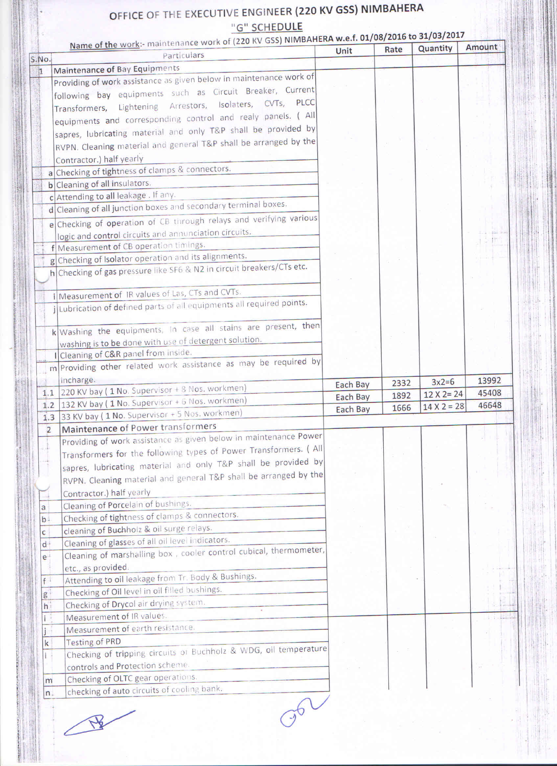# OFFICE OF THE EXECUTIVE ENGINEER (220 KV GSS) NIMBAHERA

## "G" SCHEDULE

Name of the work:- maintenance work of (220 KV GSS) NIMBAHERA w.e.f. 01/08/2016 to 31/03/2017

| S.No. | | Particulars | Unit | Rate | Quantity | Amount |
|---|---|---|---|---|---|---|
| 1 | | Maintenance of Bay Equipments | | | | |
| | | Providing of work assistance as given below in maintenance work of following bay equipments such as Circuit Breaker, Current Transformers, Lightening Arrestors, Isolaters, CVTs, PLCC equipments and corresponding control and realy panels. ( All sapres, lubricating material and only T&P shall be provided by RVPN. Cleaning material and general T&P shall be arranged by the Contractor.) half yearly | | | | |
| | a | Checking of tightness of clamps & connectors. | | | | |
| | b | Cleaning of all insulators. | | | | |
| | c | Attending to all leakage . If any. | | | | |
| | d | Cleaning of all junction boxes and secondary terminal boxes. | | | | |
| | e | Checking of operation of CB through relays and verifying various logic and control circuits and annunciation circuits. | | | | |
| | f | Measurement of CB operation timings. | | | | |
| | g | Checking of Isolator operation and its alignments. | | | | |
| | h | Checking of gas pressure like SF6 & N2 in circuit breakers/CTs etc. | | | | |
| | i | Measurement of IR values of Las, CTs and CVTs. | | | | |
| | j | Lubrication of defined parts of all equipments all required points. | | | | |
| | k | Washing the equipments, In case all stains are present, then washing is to be done with use of detergent solution. | | | | |
| | l | Cleaning of C&R panel from inside. | | | | |
| | m | Providing other related work assistance as may be required by incharge. | | | | |
| 1.1 | | 220 KV bay ( 1 No. Supervisor + 8 Nos. workmen) | Each Bay | 2332 | 3x2=6 | 13992 |
| 1.2 | | 132 KV bay ( 1 No. Supervisor + 6 Nos. workmen) | Each Bay | 1892 | 12 X 2= 24 | 45408 |
| 1.3 | | 33 KV bay ( 1 No. Supervisor + 5 Nos. workmen) | Each Bay | 1666 | 14 X 2 = 28 | 46648 |
| 2 | | Maintenance of Power transformers | | | | |
| | | Providing of work assistance as given below in maintenance Power Transformers for the following types of Power Transformers. ( All sapres, lubricating material and only T&P shall be provided by RVPN. Cleaning material and general T&P shall be arranged by the Contractor.) half yearly | | | | |
| a | | Cleaning of Porcelain of bushings. | | | | |
| b | | Checking of tightness of clamps & connectors. | | | | |
| c | | cleaning of Buchholz & oil surge relays. | | | | |
| d | | Cleaning of glasses of all oil level indicators. | | | | |
| e | | Cleaning of marshalling box , cooler control cubical, thermometer, etc., as provided. | | | | |
| f | | Attending to oil leakage from Tr. Body & Bushings. | | | | |
| g | | Checking of Oil level in oil filled bushings. | | | | |
| h | | Checking of Drycol air drying system. | | | | |
| i | | Measurement of IR values. | | | | |
| j | | Measurement of earth resistance. | | | | |
| k | | Testing of PRD | | | | |
| l | | Checking of tripping circuits of Buchholz & WDG, oil temperature controls and Protection scheme. | | | | |
| m | | Checking of OLTC gear operations. | | | | |
| n | | checking of auto circuits of cooling bank. | | | | |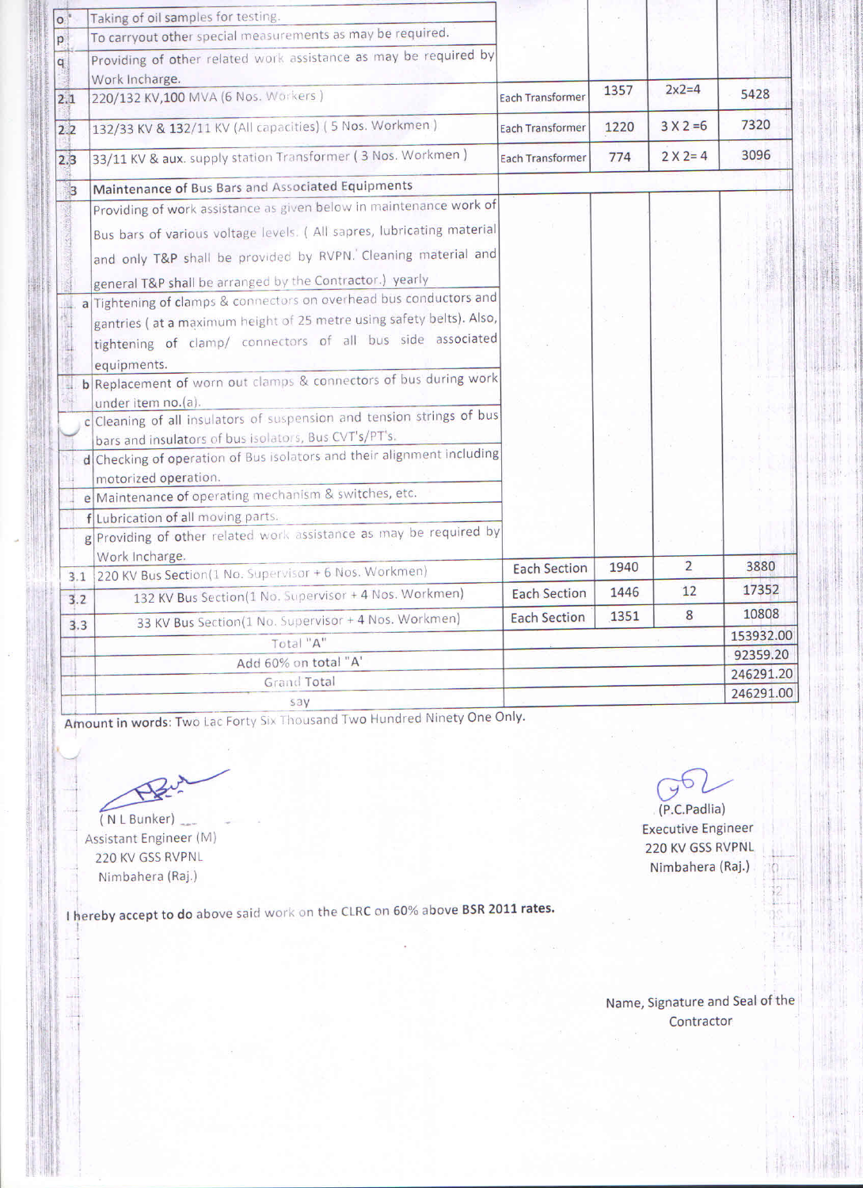| | | | | | |
|---|---|---|---|---|---|
| o | Taking of oil samples for testing. | | | | |
| p | To carryout other special measurements as may be required. | | | | |
| q | Providing of other related work assistance as may be required by Work Incharge. | | | | |
| 2.1 | 220/132 KV,100 MVA (6 Nos. Workers ) | Each Transformer | 1357 | 2x2=4 | 5428 |
| 2.2 | 132/33 KV & 132/11 KV (All capacities) ( 5 Nos. Workmen ) | Each Transformer | 1220 | 3 X 2 =6 | 7320 |
| 2.3 | 33/11 KV & aux. supply station Transformer ( 3 Nos. Workmen ) | Each Transformer | 774 | 2 X 2= 4 | 3096 |
| 3 | **Maintenance of Bus Bars and Associated Equipments** | | | | |
| | Providing of work assistance as given below in maintenance work of Bus bars of various voltage levels. ( All sapres, lubricating material and only T&P shall be provided by RVPN. Cleaning material and general T&P shall be arranged by the Contractor.) yearly | | | | |
| a | Tightening of clamps & connectors on overhead bus conductors and gantries ( at a maximum height of 25 metre using safety belts). Also, tightening of clamp/ connectors of all bus side associated equipments. | | | | |
| b | Replacement of worn out clamps & connectors of bus during work under item no.(a). | | | | |
| c | Cleaning of all insulators of suspension and tension strings of bus bars and insulators of bus isolators, Bus CVT's/PT's. | | | | |
| d | Checking of operation of Bus isolators and their alignment including motorized operation. | | | | |
| e | Maintenance of operating mechanism & switches, etc. | | | | |
| f | Lubrication of all moving parts. | | | | |
| g | Providing of other related work assistance as may be required by Work Incharge. | | | | |
| 3.1 | 220 KV Bus Section(1 No. Supervisor + 6 Nos. Workmen) | Each Section | 1940 | 2 | 3880 |
| 3.2 | 132 KV Bus Section(1 No. Supervisor + 4 Nos. Workmen) | Each Section | 1446 | 12 | 17352 |
| 3.3 | 33 KV Bus Section(1 No. Supervisor + 4 Nos. Workmen) | Each Section | 1351 | 8 | 10808 |
| | Total "A" | | | | 153932.00 |
| | Add 60% on total "A' | | | | 92359.20 |
| | Grand Total | | | | 246291.20 |
| | say | | | | 246291.00 |

Amount in words: Two Lac Forty Six Thousand Two Hundred Ninety One Only.

( N L Bunker)
Assistant Engineer (M)
220 KV GSS RVPNL
Nimbahera (Raj.)

(P.C.Padlia)
Executive Engineer
220 KV GSS RVPNL
Nimbahera (Raj.)

I hereby accept to do above said work on the CLRC on 60% above BSR 2011 rates.

Name, Signature and Seal of the Contractor